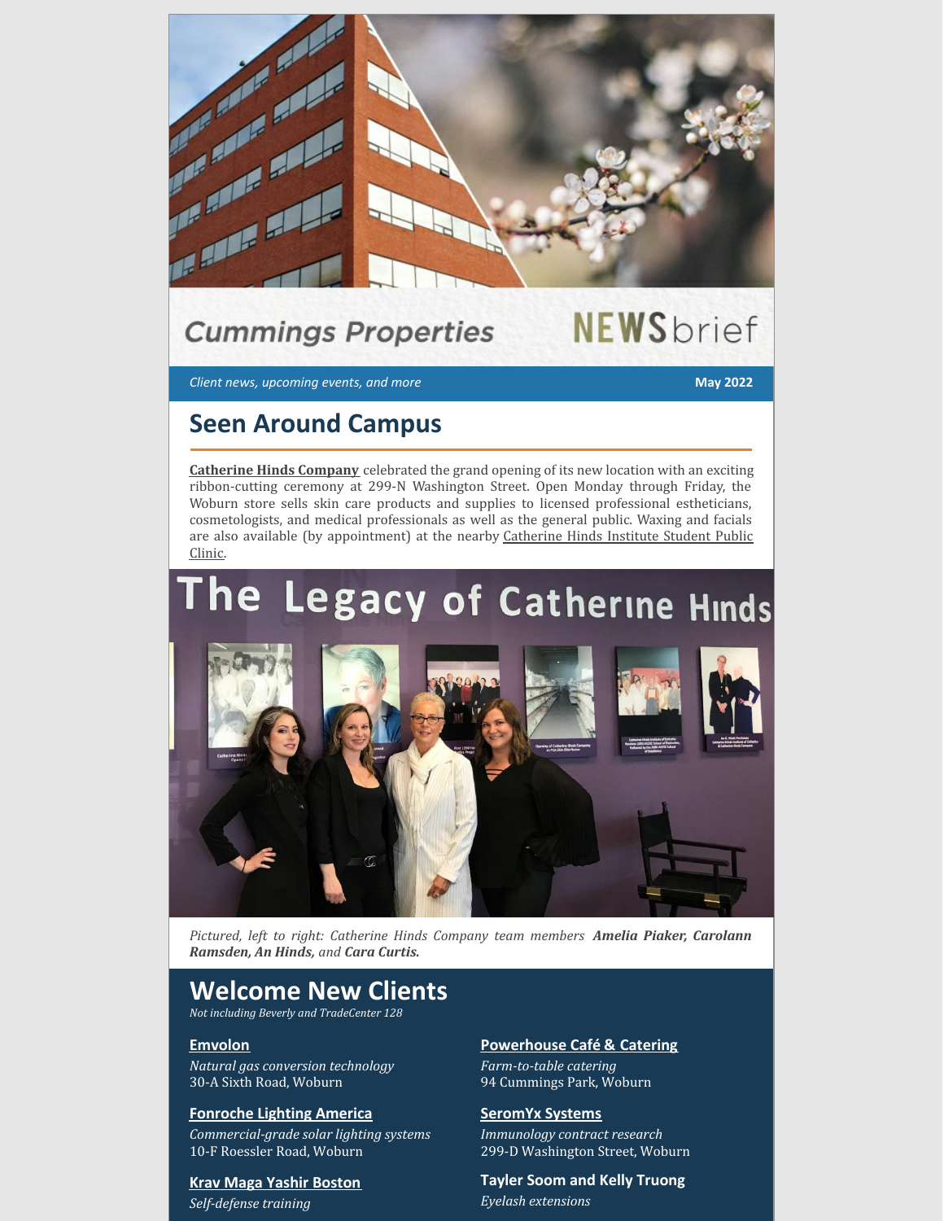# Cummings Properties NEWSbrief

*Client news, upcoming events, and more*

**May 2022**

## Seen Around Campus

**Catherine Hinds Company** celebrated the grand opening of its new location with an exciting ribbon-cutting ceremony at 299-N Washington Street. Open Monday through Friday, the Woburn store sells skin care products and supplies to licensed professional estheticians, cosmetologists, and medical professionals as well as the general public. Waxing and facials are also available (by appointment) at the nearby Catherine Hinds Institute Student Public Clinic.

*Pictured, left to right: Catherine Hinds Company team members **Amelia Piaker, Carolann Ramsden, An Hinds,** and **Cara Curtis.***

## Welcome New Clients

*Not including Beverly and TradeCenter 128*

**Emvolon**
*Natural gas conversion technology*
30-A Sixth Road, Woburn

**Fonroche Lighting America**
*Commercial-grade solar lighting systems*
10-F Roessler Road, Woburn

**Krav Maga Yashir Boston**
*Self-defense training*

**Powerhouse Café & Catering**
*Farm-to-table catering*
94 Cummings Park, Woburn

**SeromYx Systems**
*Immunology contract research*
299-D Washington Street, Woburn

**Tayler Soom and Kelly Truong**
*Eyelash extensions*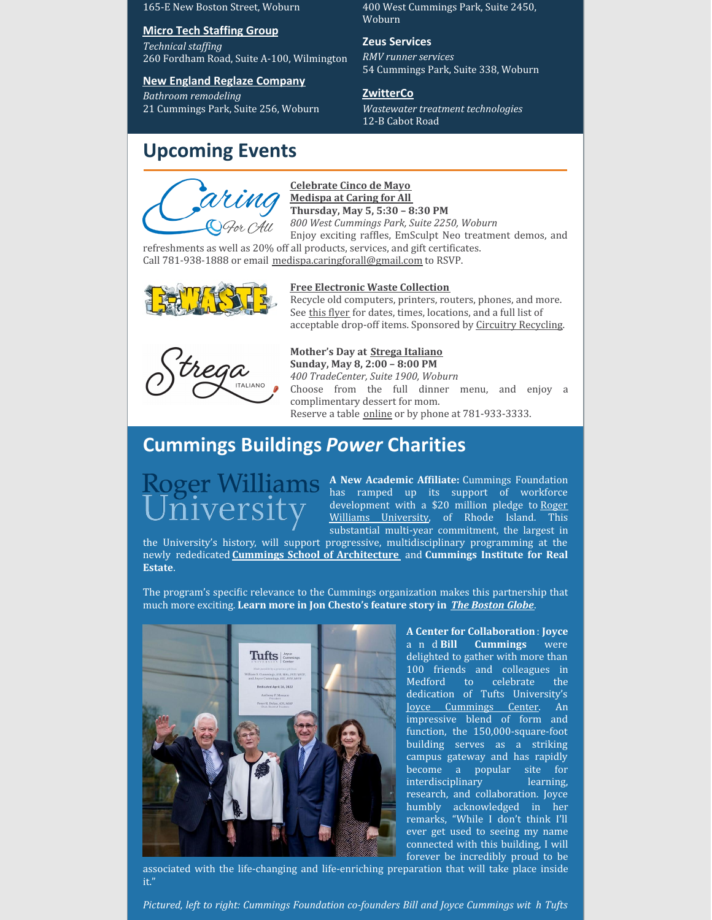165-E New Boston Street, Woburn

**Micro Tech Staffing Group**
*Technical staffing*
260 Fordham Road, Suite A-100, Wilmington

**New England Reglaze Company**
*Bathroom remodeling*
21 Cummings Park, Suite 256, Woburn

400 West Cummings Park, Suite 2450, Woburn

**Zeus Services**
*RMV runner services*
54 Cummings Park, Suite 338, Woburn

**ZwitterCo**
*Wastewater treatment technologies*
12-B Cabot Road

## Upcoming Events

**Celebrate Cinco de Mayo**
**Medispa at Caring for All**
**Thursday, May 5, 5:30 – 8:30 PM**
*800 West Cummings Park, Suite 2250, Woburn*
Enjoy exciting raffles, EmSculpt Neo treatment demos, and refreshments as well as 20% off all products, services, and gift certificates.
Call 781-938-1888 or email medispa.caringforall@gmail.com to RSVP.

**Free Electronic Waste Collection**
Recycle old computers, printers, routers, phones, and more. See this flyer for dates, times, locations, and a full list of acceptable drop-off items. Sponsored by Circuitry Recycling.

**Mother's Day at Strega Italiano**
**Sunday, May 8, 2:00 – 8:00 PM**
*400 TradeCenter, Suite 1900, Woburn*
Choose from the full dinner menu, and enjoy a complimentary dessert for mom.
Reserve a table online or by phone at 781-933-3333.

## Cummings Buildings *Power* Charities

**A New Academic Affiliate:** Cummings Foundation has ramped up its support of workforce development with a $20 million pledge to Roger Williams University, of Rhode Island. This substantial multi-year commitment, the largest in the University's history, will support progressive, multidisciplinary programming at the newly rededicated **Cummings School of Architecture** and **Cummings Institute for Real Estate**.

The program's specific relevance to the Cummings organization makes this partnership that much more exciting. **Learn more in Jon Chesto's feature story in *The Boston Globe*.**

**A Center for Collaboration**: **Joyce** and **Bill Cummings** were delighted to gather with more than 100 friends and colleagues in Medford to celebrate the dedication of Tufts University's Joyce Cummings Center. An impressive blend of form and function, the 150,000-square-foot building serves as a striking campus gateway and has rapidly become a popular site for interdisciplinary learning, research, and collaboration. Joyce humbly acknowledged in her remarks, "While I don't think I'll ever get used to seeing my name connected with this building, I will forever be incredibly proud to be associated with the life-changing and life-enriching preparation that will take place inside it."

*Pictured, left to right: Cummings Foundation co-founders Bill and Joyce Cummings with Tufts*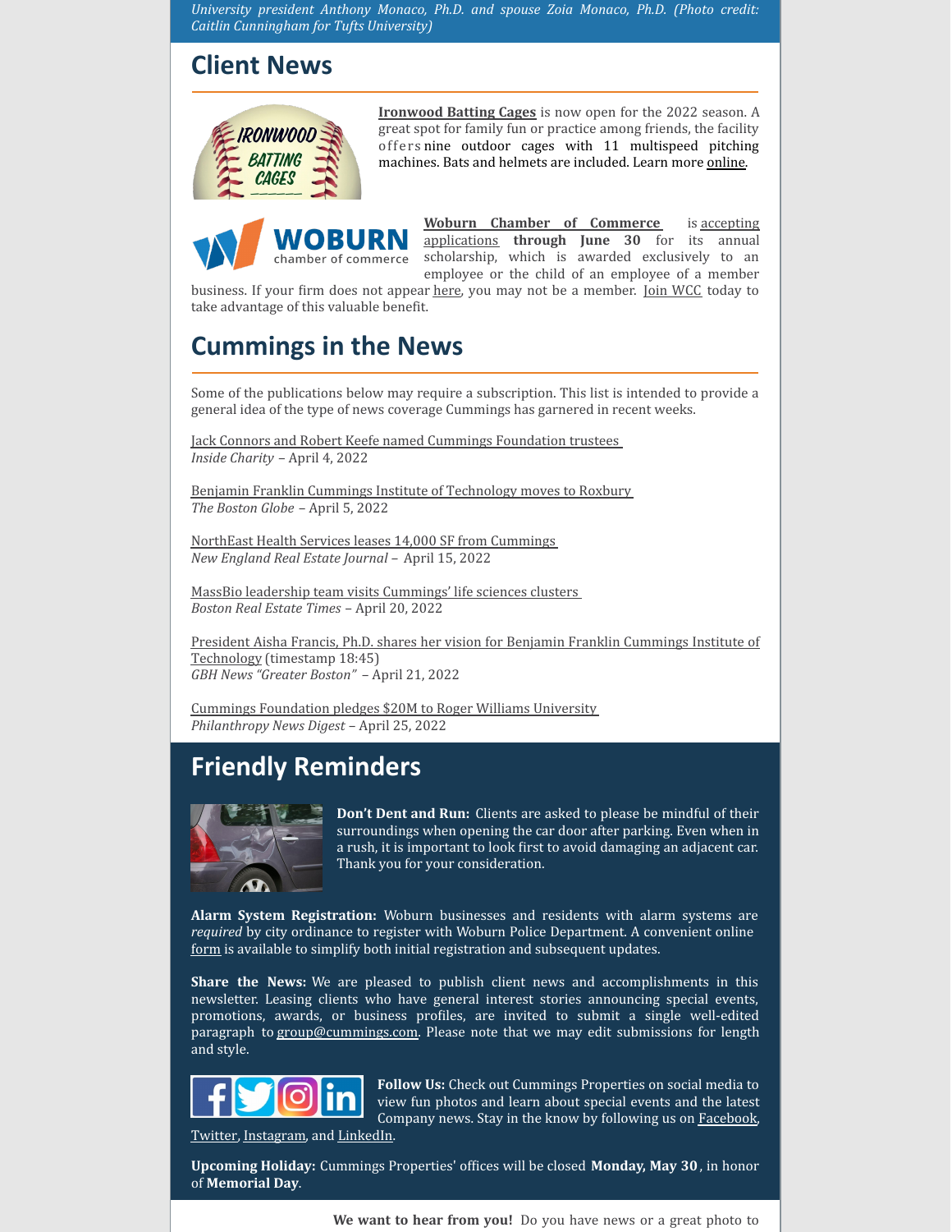*University president Anthony Monaco, Ph.D. and spouse Zoia Monaco, Ph.D. (Photo credit: Caitlin Cunningham for Tufts University)*

## Client News

**Ironwood Batting Cages** is now open for the 2022 season. A great spot for family fun or practice among friends, the facility offers nine outdoor cages with 11 multispeed pitching machines. Bats and helmets are included. Learn more online.

**Woburn Chamber of Commerce** is accepting applications **through June 30** for its annual scholarship, which is awarded exclusively to an employee or the child of an employee of a member business. If your firm does not appear here, you may not be a member. Join WCC today to take advantage of this valuable benefit.

## Cummings in the News

Some of the publications below may require a subscription. This list is intended to provide a general idea of the type of news coverage Cummings has garnered in recent weeks.

Jack Connors and Robert Keefe named Cummings Foundation trustees
*Inside Charity* – April 4, 2022

Benjamin Franklin Cummings Institute of Technology moves to Roxbury
*The Boston Globe* – April 5, 2022

NorthEast Health Services leases 14,000 SF from Cummings
*New England Real Estate Journal* – April 15, 2022

MassBio leadership team visits Cummings' life sciences clusters
*Boston Real Estate Times* – April 20, 2022

President Aisha Francis, Ph.D. shares her vision for Benjamin Franklin Cummings Institute of Technology (timestamp 18:45)
*GBH News "Greater Boston"* – April 21, 2022

Cummings Foundation pledges $20M to Roger Williams University
*Philanthropy News Digest* – April 25, 2022

## Friendly Reminders

**Don't Dent and Run:** Clients are asked to please be mindful of their surroundings when opening the car door after parking. Even when in a rush, it is important to look first to avoid damaging an adjacent car. Thank you for your consideration.

**Alarm System Registration:** Woburn businesses and residents with alarm systems are *required* by city ordinance to register with Woburn Police Department. A convenient online form is available to simplify both initial registration and subsequent updates.

**Share the News:** We are pleased to publish client news and accomplishments in this newsletter. Leasing clients who have general interest stories announcing special events, promotions, awards, or business profiles, are invited to submit a single well-edited paragraph to group@cummings.com. Please note that we may edit submissions for length and style.

**Follow Us:** Check out Cummings Properties on social media to view fun photos and learn about special events and the latest Company news. Stay in the know by following us on Facebook, Twitter, Instagram, and LinkedIn.

**Upcoming Holiday:** Cummings Properties' offices will be closed **Monday, May 30**, in honor of **Memorial Day**.

**We want to hear from you!** Do you have news or a great photo to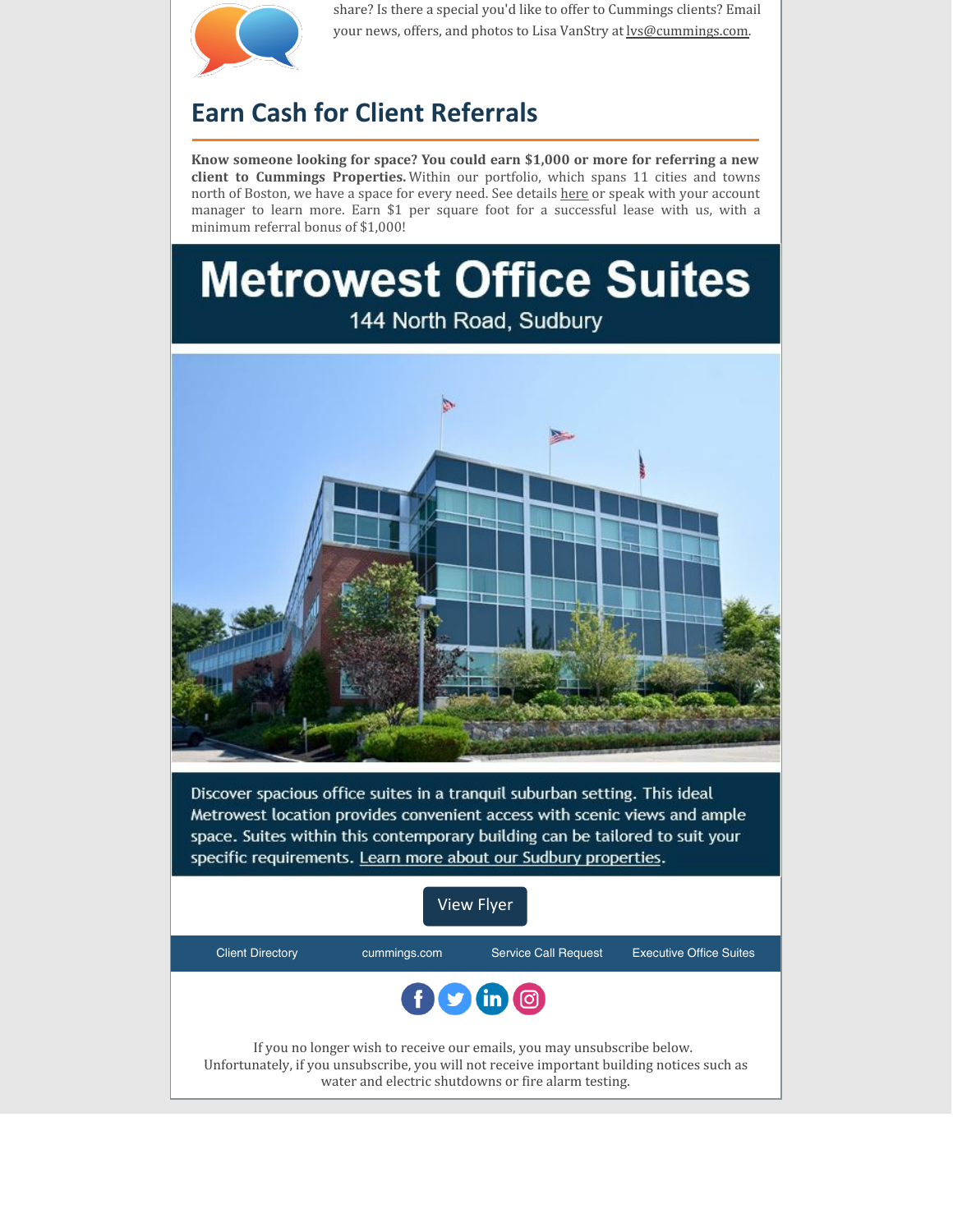share? Is there a special you'd like to offer to Cummings clients? Email your news, offers, and photos to Lisa VanStry at lvs@cummings.com.

## Earn Cash for Client Referrals

**Know someone looking for space? You could earn $1,000 or more for referring a new client to Cummings Properties.** Within our portfolio, which spans 11 cities and towns north of Boston, we have a space for every need. See details here or speak with your account manager to learn more. Earn $1 per square foot for a successful lease with us, with a minimum referral bonus of $1,000!

# Metrowest Office Suites

144 North Road, Sudbury

Discover spacious office suites in a tranquil suburban setting. This ideal Metrowest location provides convenient access with scenic views and ample space. Suites within this contemporary building can be tailored to suit your specific requirements. Learn more about our Sudbury properties.

View Flyer

Client Directory | cummings.com | Service Call Request | Executive Office Suites

If you no longer wish to receive our emails, you may unsubscribe below. Unfortunately, if you unsubscribe, you will not receive important building notices such as water and electric shutdowns or fire alarm testing.